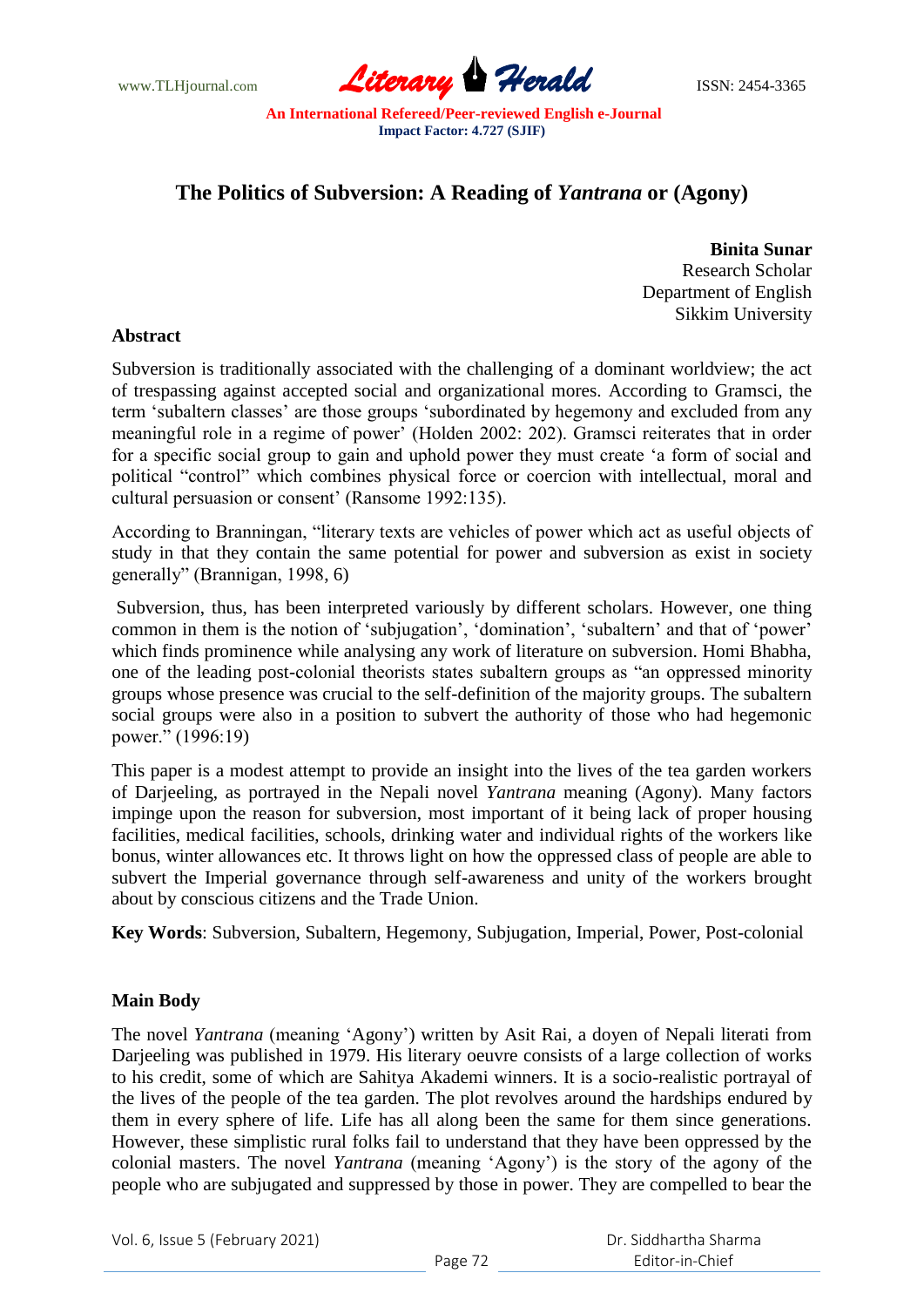# The Politics of Subversion: A Reading of *Yantrana* or (Agony)

**Binita Sunar**
Research Scholar
Department of English
Sikkim University

## Abstract

Subversion is traditionally associated with the challenging of a dominant worldview; the act of trespassing against accepted social and organizational mores. According to Gramsci, the term 'subaltern classes' are those groups 'subordinated by hegemony and excluded from any meaningful role in a regime of power' (Holden 2002: 202). Gramsci reiterates that in order for a specific social group to gain and uphold power they must create 'a form of social and political "control" which combines physical force or coercion with intellectual, moral and cultural persuasion or consent' (Ransome 1992:135).

According to Branningan, "literary texts are vehicles of power which act as useful objects of study in that they contain the same potential for power and subversion as exist in society generally" (Brannigan, 1998, 6)

Subversion, thus, has been interpreted variously by different scholars. However, one thing common in them is the notion of 'subjugation', 'domination', 'subaltern' and that of 'power' which finds prominence while analysing any work of literature on subversion. Homi Bhabha, one of the leading post-colonial theorists states subaltern groups as "an oppressed minority groups whose presence was crucial to the self-definition of the majority groups. The subaltern social groups were also in a position to subvert the authority of those who had hegemonic power." (1996:19)

This paper is a modest attempt to provide an insight into the lives of the tea garden workers of Darjeeling, as portrayed in the Nepali novel *Yantrana* meaning (Agony). Many factors impinge upon the reason for subversion, most important of it being lack of proper housing facilities, medical facilities, schools, drinking water and individual rights of the workers like bonus, winter allowances etc. It throws light on how the oppressed class of people are able to subvert the Imperial governance through self-awareness and unity of the workers brought about by conscious citizens and the Trade Union.

**Key Words**: Subversion, Subaltern, Hegemony, Subjugation, Imperial, Power, Post-colonial

## Main Body

The novel *Yantrana* (meaning 'Agony') written by Asit Rai, a doyen of Nepali literati from Darjeeling was published in 1979. His literary oeuvre consists of a large collection of works to his credit, some of which are Sahitya Akademi winners. It is a socio-realistic portrayal of the lives of the people of the tea garden. The plot revolves around the hardships endured by them in every sphere of life. Life has all along been the same for them since generations. However, these simplistic rural folks fail to understand that they have been oppressed by the colonial masters. The novel *Yantrana* (meaning 'Agony') is the story of the agony of the people who are subjugated and suppressed by those in power. They are compelled to bear the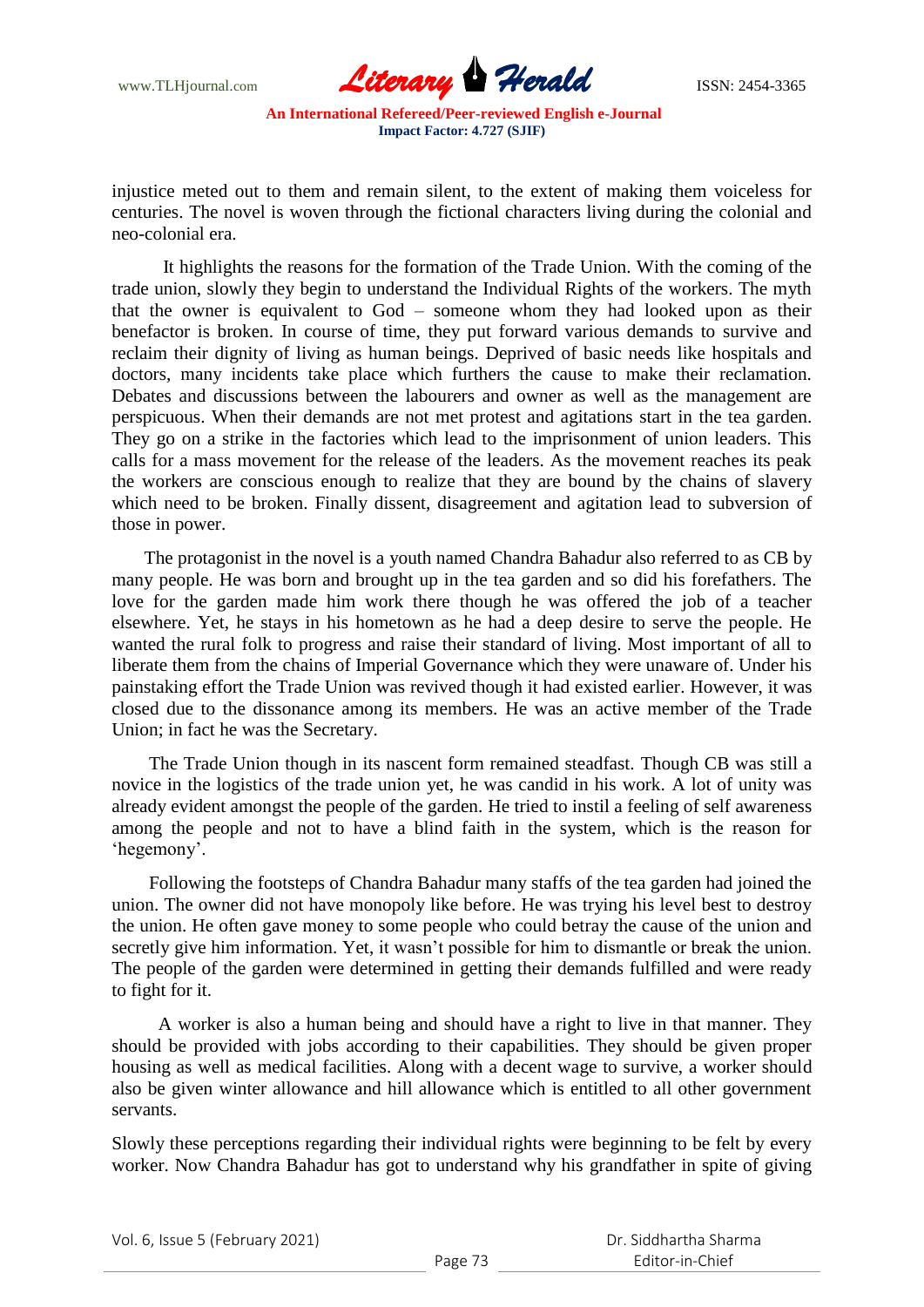injustice meted out to them and remain silent, to the extent of making them voiceless for centuries. The novel is woven through the fictional characters living during the colonial and neo-colonial era.

It highlights the reasons for the formation of the Trade Union. With the coming of the trade union, slowly they begin to understand the Individual Rights of the workers. The myth that the owner is equivalent to God – someone whom they had looked upon as their benefactor is broken. In course of time, they put forward various demands to survive and reclaim their dignity of living as human beings. Deprived of basic needs like hospitals and doctors, many incidents take place which furthers the cause to make their reclamation. Debates and discussions between the labourers and owner as well as the management are perspicuous. When their demands are not met protest and agitations start in the tea garden. They go on a strike in the factories which lead to the imprisonment of union leaders. This calls for a mass movement for the release of the leaders. As the movement reaches its peak the workers are conscious enough to realize that they are bound by the chains of slavery which need to be broken. Finally dissent, disagreement and agitation lead to subversion of those in power.

The protagonist in the novel is a youth named Chandra Bahadur also referred to as CB by many people. He was born and brought up in the tea garden and so did his forefathers. The love for the garden made him work there though he was offered the job of a teacher elsewhere. Yet, he stays in his hometown as he had a deep desire to serve the people. He wanted the rural folk to progress and raise their standard of living. Most important of all to liberate them from the chains of Imperial Governance which they were unaware of. Under his painstaking effort the Trade Union was revived though it had existed earlier. However, it was closed due to the dissonance among its members. He was an active member of the Trade Union; in fact he was the Secretary.

The Trade Union though in its nascent form remained steadfast. Though CB was still a novice in the logistics of the trade union yet, he was candid in his work. A lot of unity was already evident amongst the people of the garden. He tried to instil a feeling of self awareness among the people and not to have a blind faith in the system, which is the reason for 'hegemony'.

Following the footsteps of Chandra Bahadur many staffs of the tea garden had joined the union. The owner did not have monopoly like before. He was trying his level best to destroy the union. He often gave money to some people who could betray the cause of the union and secretly give him information. Yet, it wasn't possible for him to dismantle or break the union. The people of the garden were determined in getting their demands fulfilled and were ready to fight for it.

A worker is also a human being and should have a right to live in that manner. They should be provided with jobs according to their capabilities. They should be given proper housing as well as medical facilities. Along with a decent wage to survive, a worker should also be given winter allowance and hill allowance which is entitled to all other government servants.

Slowly these perceptions regarding their individual rights were beginning to be felt by every worker. Now Chandra Bahadur has got to understand why his grandfather in spite of giving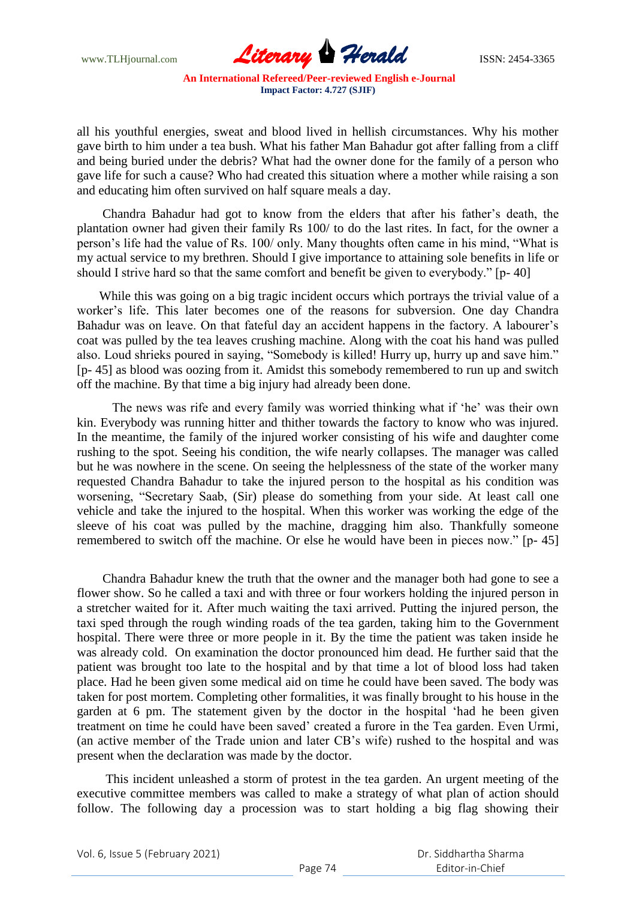all his youthful energies, sweat and blood lived in hellish circumstances. Why his mother gave birth to him under a tea bush. What his father Man Bahadur got after falling from a cliff and being buried under the debris? What had the owner done for the family of a person who gave life for such a cause? Who had created this situation where a mother while raising a son and educating him often survived on half square meals a day.

Chandra Bahadur had got to know from the elders that after his father's death, the plantation owner had given their family Rs 100/ to do the last rites. In fact, for the owner a person's life had the value of Rs. 100/ only. Many thoughts often came in his mind, "What is my actual service to my brethren. Should I give importance to attaining sole benefits in life or should I strive hard so that the same comfort and benefit be given to everybody." [p- 40]

While this was going on a big tragic incident occurs which portrays the trivial value of a worker's life. This later becomes one of the reasons for subversion. One day Chandra Bahadur was on leave. On that fateful day an accident happens in the factory. A labourer's coat was pulled by the tea leaves crushing machine. Along with the coat his hand was pulled also. Loud shrieks poured in saying, "Somebody is killed! Hurry up, hurry up and save him." [p- 45] as blood was oozing from it. Amidst this somebody remembered to run up and switch off the machine. By that time a big injury had already been done.

The news was rife and every family was worried thinking what if 'he' was their own kin. Everybody was running hitter and thither towards the factory to know who was injured. In the meantime, the family of the injured worker consisting of his wife and daughter come rushing to the spot. Seeing his condition, the wife nearly collapses. The manager was called but he was nowhere in the scene. On seeing the helplessness of the state of the worker many requested Chandra Bahadur to take the injured person to the hospital as his condition was worsening, "Secretary Saab, (Sir) please do something from your side. At least call one vehicle and take the injured to the hospital. When this worker was working the edge of the sleeve of his coat was pulled by the machine, dragging him also. Thankfully someone remembered to switch off the machine. Or else he would have been in pieces now." [p- 45]

Chandra Bahadur knew the truth that the owner and the manager both had gone to see a flower show. So he called a taxi and with three or four workers holding the injured person in a stretcher waited for it. After much waiting the taxi arrived. Putting the injured person, the taxi sped through the rough winding roads of the tea garden, taking him to the Government hospital. There were three or more people in it. By the time the patient was taken inside he was already cold. On examination the doctor pronounced him dead. He further said that the patient was brought too late to the hospital and by that time a lot of blood loss had taken place. Had he been given some medical aid on time he could have been saved. The body was taken for post mortem. Completing other formalities, it was finally brought to his house in the garden at 6 pm. The statement given by the doctor in the hospital 'had he been given treatment on time he could have been saved' created a furore in the Tea garden. Even Urmi, (an active member of the Trade union and later CB's wife) rushed to the hospital and was present when the declaration was made by the doctor.

This incident unleashed a storm of protest in the tea garden. An urgent meeting of the executive committee members was called to make a strategy of what plan of action should follow. The following day a procession was to start holding a big flag showing their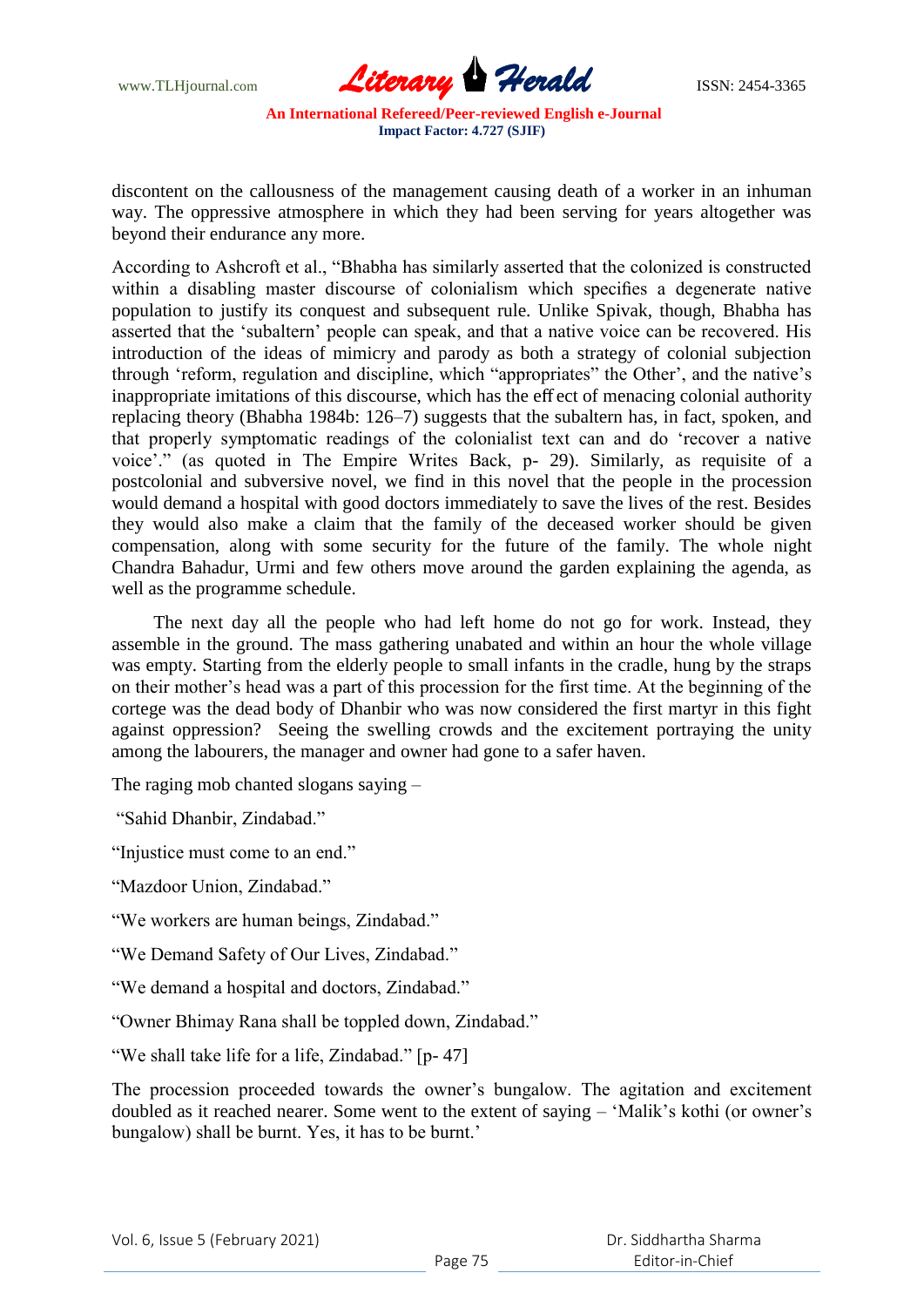discontent on the callousness of the management causing death of a worker in an inhuman way. The oppressive atmosphere in which they had been serving for years altogether was beyond their endurance any more.

According to Ashcroft et al., "Bhabha has similarly asserted that the colonized is constructed within a disabling master discourse of colonialism which specifies a degenerate native population to justify its conquest and subsequent rule. Unlike Spivak, though, Bhabha has asserted that the 'subaltern' people can speak, and that a native voice can be recovered. His introduction of the ideas of mimicry and parody as both a strategy of colonial subjection through 'reform, regulation and discipline, which "appropriates" the Other', and the native's inappropriate imitations of this discourse, which has the eff ect of menacing colonial authority replacing theory (Bhabha 1984b: 126–7) suggests that the subaltern has, in fact, spoken, and that properly symptomatic readings of the colonialist text can and do 'recover a native voice'." (as quoted in The Empire Writes Back, p- 29). Similarly, as requisite of a postcolonial and subversive novel, we find in this novel that the people in the procession would demand a hospital with good doctors immediately to save the lives of the rest. Besides they would also make a claim that the family of the deceased worker should be given compensation, along with some security for the future of the family. The whole night Chandra Bahadur, Urmi and few others move around the garden explaining the agenda, as well as the programme schedule.

The next day all the people who had left home do not go for work. Instead, they assemble in the ground. The mass gathering unabated and within an hour the whole village was empty. Starting from the elderly people to small infants in the cradle, hung by the straps on their mother's head was a part of this procession for the first time. At the beginning of the cortege was the dead body of Dhanbir who was now considered the first martyr in this fight against oppression? Seeing the swelling crowds and the excitement portraying the unity among the labourers, the manager and owner had gone to a safer haven.

The raging mob chanted slogans saying –

"Sahid Dhanbir, Zindabad."

"Injustice must come to an end."

"Mazdoor Union, Zindabad."

"We workers are human beings, Zindabad."

"We Demand Safety of Our Lives, Zindabad."

"We demand a hospital and doctors, Zindabad."

"Owner Bhimay Rana shall be toppled down, Zindabad."

"We shall take life for a life, Zindabad." [p- 47]

The procession proceeded towards the owner's bungalow. The agitation and excitement doubled as it reached nearer. Some went to the extent of saying – 'Malik's kothi (or owner's bungalow) shall be burnt. Yes, it has to be burnt.'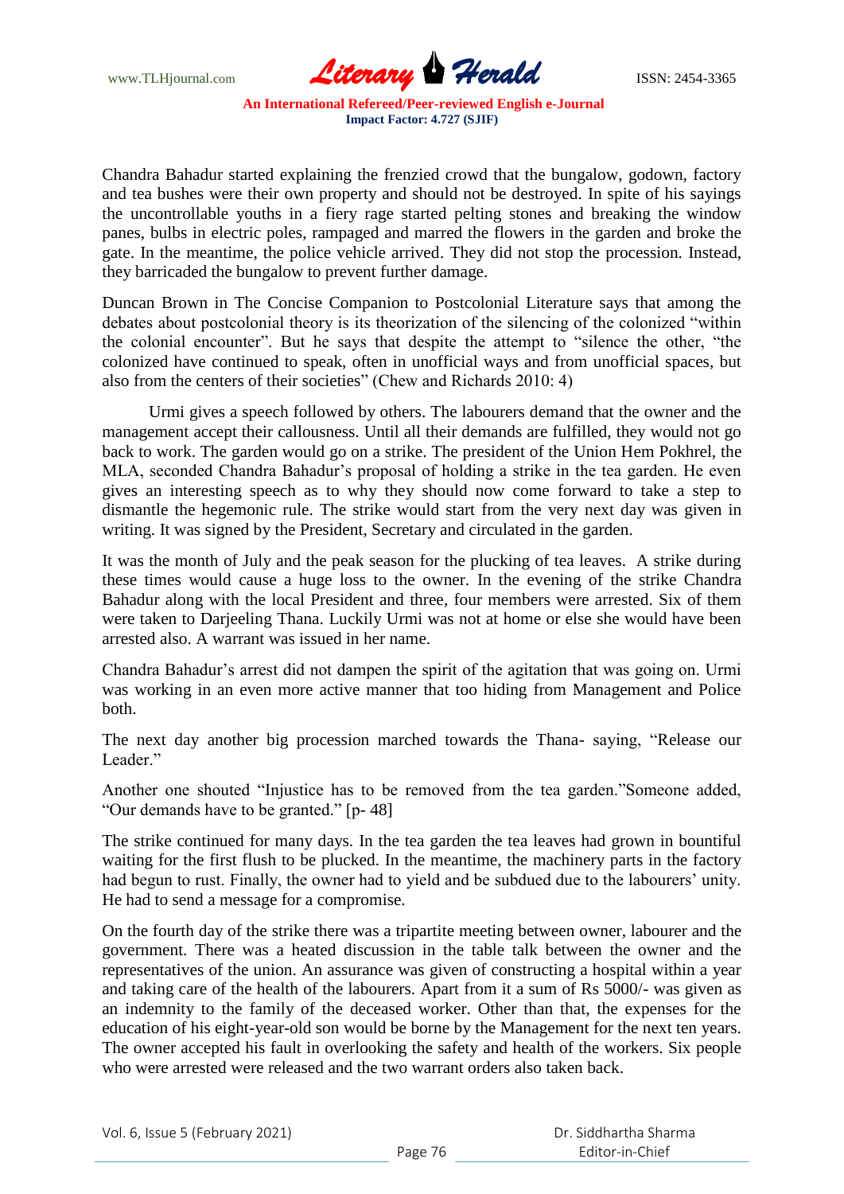Chandra Bahadur started explaining the frenzied crowd that the bungalow, godown, factory and tea bushes were their own property and should not be destroyed. In spite of his sayings the uncontrollable youths in a fiery rage started pelting stones and breaking the window panes, bulbs in electric poles, rampaged and marred the flowers in the garden and broke the gate. In the meantime, the police vehicle arrived. They did not stop the procession. Instead, they barricaded the bungalow to prevent further damage.

Duncan Brown in The Concise Companion to Postcolonial Literature says that among the debates about postcolonial theory is its theorization of the silencing of the colonized "within the colonial encounter". But he says that despite the attempt to "silence the other, "the colonized have continued to speak, often in unofficial ways and from unofficial spaces, but also from the centers of their societies" (Chew and Richards 2010: 4)

Urmi gives a speech followed by others. The labourers demand that the owner and the management accept their callousness. Until all their demands are fulfilled, they would not go back to work. The garden would go on a strike. The president of the Union Hem Pokhrel, the MLA, seconded Chandra Bahadur's proposal of holding a strike in the tea garden. He even gives an interesting speech as to why they should now come forward to take a step to dismantle the hegemonic rule. The strike would start from the very next day was given in writing. It was signed by the President, Secretary and circulated in the garden.

It was the month of July and the peak season for the plucking of tea leaves. A strike during these times would cause a huge loss to the owner. In the evening of the strike Chandra Bahadur along with the local President and three, four members were arrested. Six of them were taken to Darjeeling Thana. Luckily Urmi was not at home or else she would have been arrested also. A warrant was issued in her name.

Chandra Bahadur's arrest did not dampen the spirit of the agitation that was going on. Urmi was working in an even more active manner that too hiding from Management and Police both.

The next day another big procession marched towards the Thana- saying, "Release our Leader."

Another one shouted "Injustice has to be removed from the tea garden."Someone added, "Our demands have to be granted." [p- 48]

The strike continued for many days. In the tea garden the tea leaves had grown in bountiful waiting for the first flush to be plucked. In the meantime, the machinery parts in the factory had begun to rust. Finally, the owner had to yield and be subdued due to the labourers' unity. He had to send a message for a compromise.

On the fourth day of the strike there was a tripartite meeting between owner, labourer and the government. There was a heated discussion in the table talk between the owner and the representatives of the union. An assurance was given of constructing a hospital within a year and taking care of the health of the labourers. Apart from it a sum of Rs 5000/- was given as an indemnity to the family of the deceased worker. Other than that, the expenses for the education of his eight-year-old son would be borne by the Management for the next ten years. The owner accepted his fault in overlooking the safety and health of the workers. Six people who were arrested were released and the two warrant orders also taken back.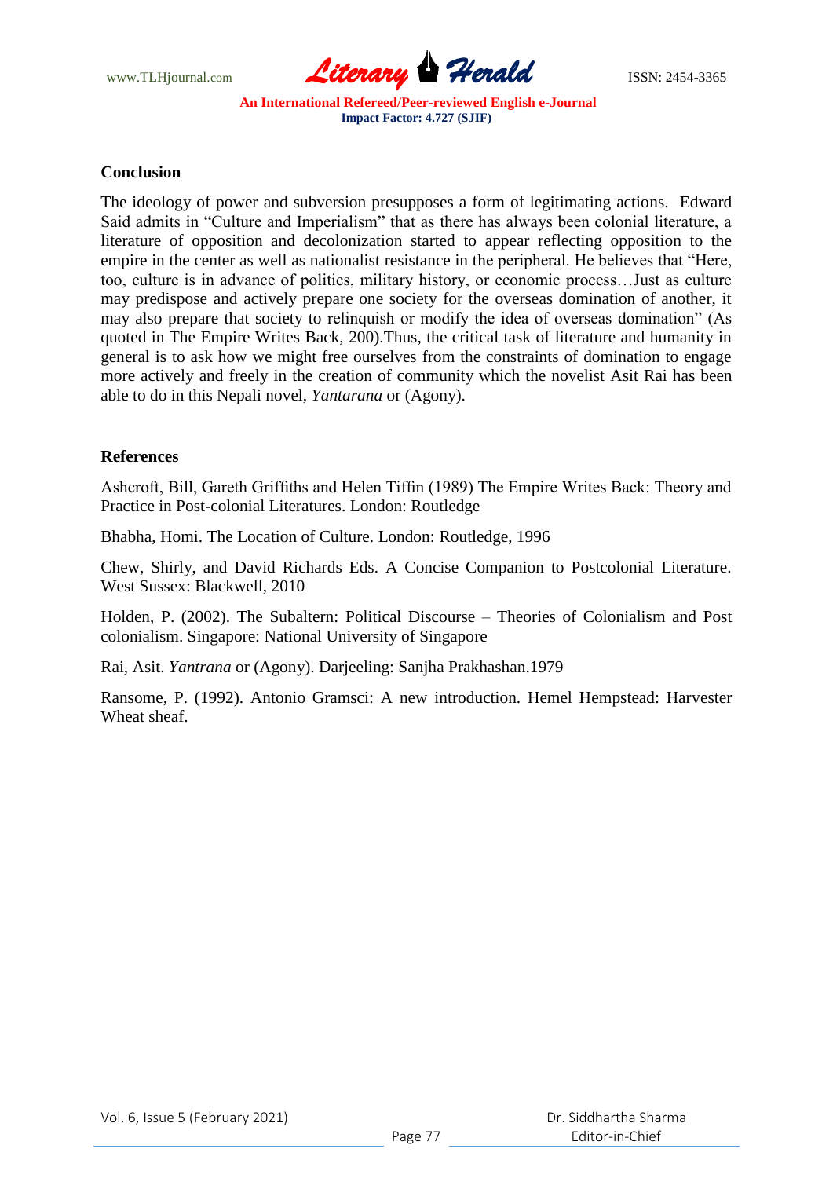## Conclusion

The ideology of power and subversion presupposes a form of legitimating actions. Edward Said admits in "Culture and Imperialism" that as there has always been colonial literature, a literature of opposition and decolonization started to appear reflecting opposition to the empire in the center as well as nationalist resistance in the peripheral. He believes that "Here, too, culture is in advance of politics, military history, or economic process…Just as culture may predispose and actively prepare one society for the overseas domination of another, it may also prepare that society to relinquish or modify the idea of overseas domination" (As quoted in The Empire Writes Back, 200).Thus, the critical task of literature and humanity in general is to ask how we might free ourselves from the constraints of domination to engage more actively and freely in the creation of community which the novelist Asit Rai has been able to do in this Nepali novel, *Yantarana* or (Agony).

## References

Ashcroft, Bill, Gareth Griffiths and Helen Tiffin (1989) The Empire Writes Back: Theory and Practice in Post-colonial Literatures. London: Routledge

Bhabha, Homi. The Location of Culture. London: Routledge, 1996

Chew, Shirly, and David Richards Eds. A Concise Companion to Postcolonial Literature. West Sussex: Blackwell, 2010

Holden, P. (2002). The Subaltern: Political Discourse – Theories of Colonialism and Post colonialism. Singapore: National University of Singapore

Rai, Asit. *Yantrana* or (Agony). Darjeeling: Sanjha Prakhashan.1979

Ransome, P. (1992). Antonio Gramsci: A new introduction. Hemel Hempstead: Harvester Wheat sheaf.